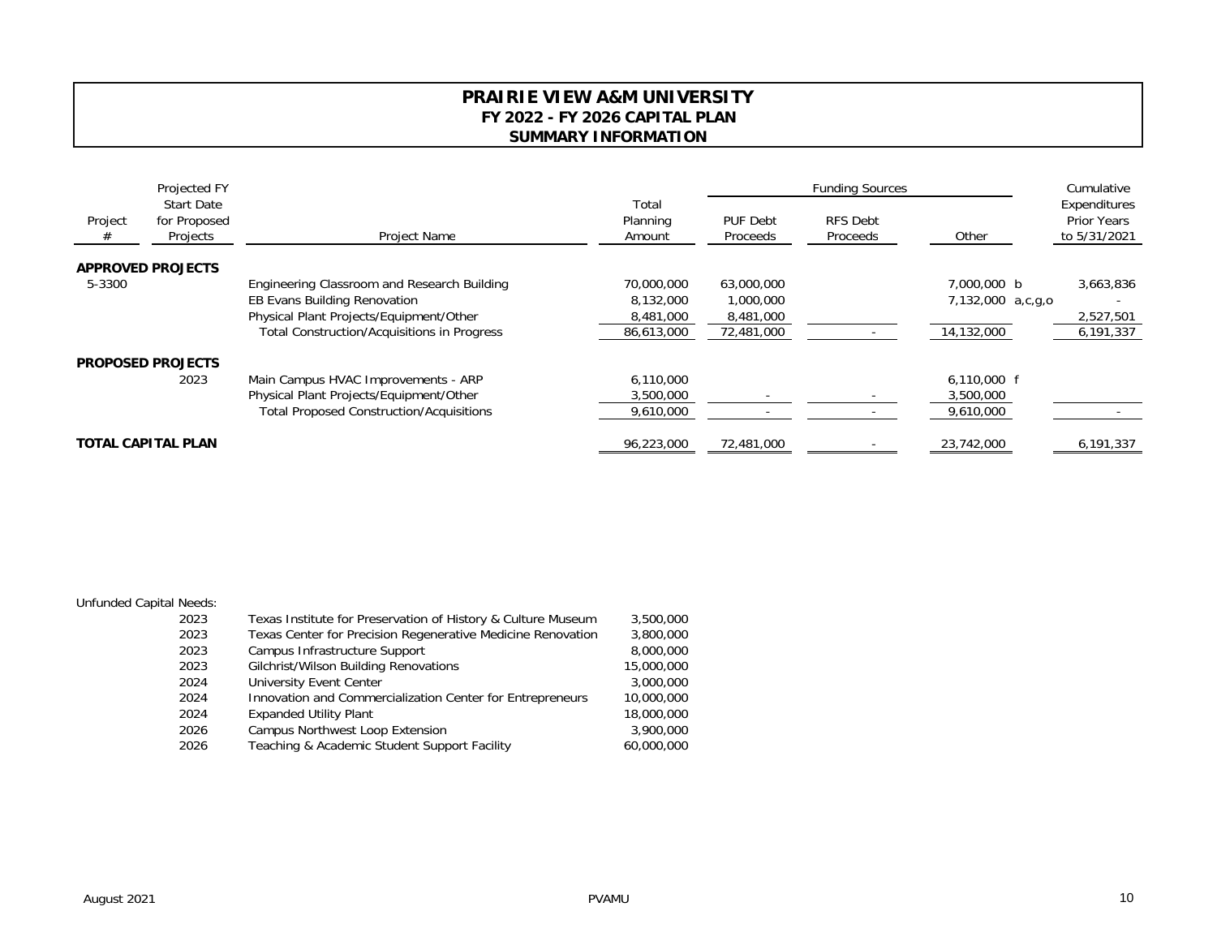# PRAIRIE VIEW A&M UNIVERSITY
## FY 2022 - FY 2026 CAPITAL PLAN
## SUMMARY INFORMATION

| Project # | Projected FY Start Date for Proposed Projects | Project Name | Total Planning Amount | Funding Sources | | | | Cumulative Expenditures Prior Years to 5/31/2021 |
|---|---|---|---|---|---|---|---|---|
| | | | | PUF Debt Proceeds | RFS Debt Proceeds | Other | | |
| **APPROVED PROJECTS** | | | | | | | | |
| 5-3300 | | Engineering Classroom and Research Building | 70,000,000 | 63,000,000 | | 7,000,000 | b | 3,663,836 |
| | | EB Evans Building Renovation | 8,132,000 | 1,000,000 | | 7,132,000 | a,c,g,o | - |
| | | Physical Plant Projects/Equipment/Other | 8,481,000 | 8,481,000 | | | | 2,527,501 |
| | | Total Construction/Acquisitions in Progress | 86,613,000 | 72,481,000 | - | 14,132,000 | | 6,191,337 |
| **PROPOSED PROJECTS** | | | | | | | | |
| | 2023 | Main Campus HVAC Improvements - ARP | 6,110,000 | | | 6,110,000 | f | |
| | | Physical Plant Projects/Equipment/Other | 3,500,000 | - | - | 3,500,000 | | |
| | | Total Proposed Construction/Acquisitions | 9,610,000 | - | - | 9,610,000 | | - |
| **TOTAL CAPITAL PLAN** | | | 96,223,000 | 72,481,000 | - | 23,742,000 | | 6,191,337 |

Unfunded Capital Needs:

| Year | Project Name | Amount |
|---|---|---|
| 2023 | Texas Institute for Preservation of History & Culture Museum | 3,500,000 |
| 2023 | Texas Center for Precision Regenerative Medicine Renovation | 3,800,000 |
| 2023 | Campus Infrastructure Support | 8,000,000 |
| 2023 | Gilchrist/Wilson Building Renovations | 15,000,000 |
| 2024 | University Event Center | 3,000,000 |
| 2024 | Innovation and Commercialization Center for Entrepreneurs | 10,000,000 |
| 2024 | Expanded Utility Plant | 18,000,000 |
| 2026 | Campus Northwest Loop Extension | 3,900,000 |
| 2026 | Teaching & Academic Student Support Facility | 60,000,000 |

August 2021 PVAMU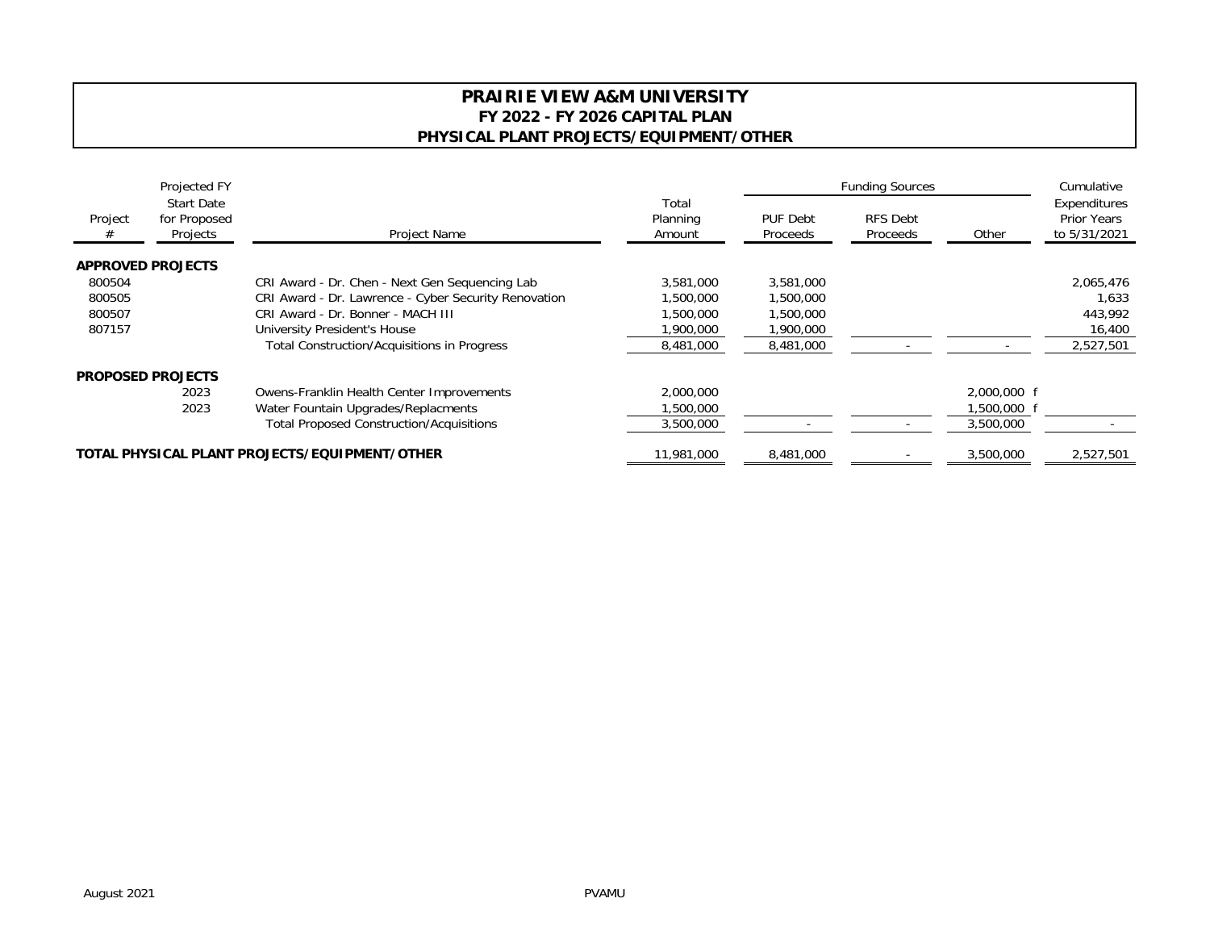# PRAIRIE VIEW A&M UNIVERSITY
## FY 2022 - FY 2026 CAPITAL PLAN
## PHYSICAL PLANT PROJECTS/EQUIPMENT/OTHER

| Project # | Projected FY Start Date for Proposed Projects | Project Name | Total Planning Amount | Funding Sources | | | Cumulative Expenditures Prior Years to 5/31/2021 |
|---|---|---|---|---|---|---|---|
| | | | | PUF Debt Proceeds | RFS Debt Proceeds | Other | |
| **APPROVED PROJECTS** | | | | | | | |
| 800504 | | CRI Award - Dr. Chen - Next Gen Sequencing Lab | 3,581,000 | 3,581,000 | | | 2,065,476 |
| 800505 | | CRI Award - Dr. Lawrence - Cyber Security Renovation | 1,500,000 | 1,500,000 | | | 1,633 |
| 800507 | | CRI Award - Dr. Bonner - MACH III | 1,500,000 | 1,500,000 | | | 443,992 |
| 807157 | | University President's House | 1,900,000 | 1,900,000 | | | 16,400 |
| | | Total Construction/Acquisitions in Progress | 8,481,000 | 8,481,000 | - | - | 2,527,501 |
| **PROPOSED PROJECTS** | | | | | | | |
| | 2023 | Owens-Franklin Health Center Improvements | 2,000,000 | | | 2,000,000 f | |
| | 2023 | Water Fountain Upgrades/Replacments | 1,500,000 | | | 1,500,000 f | |
| | | Total Proposed Construction/Acquisitions | 3,500,000 | - | - | 3,500,000 | - |
| **TOTAL PHYSICAL PLANT PROJECTS/EQUIPMENT/OTHER** | | | 11,981,000 | 8,481,000 | - | 3,500,000 | 2,527,501 |